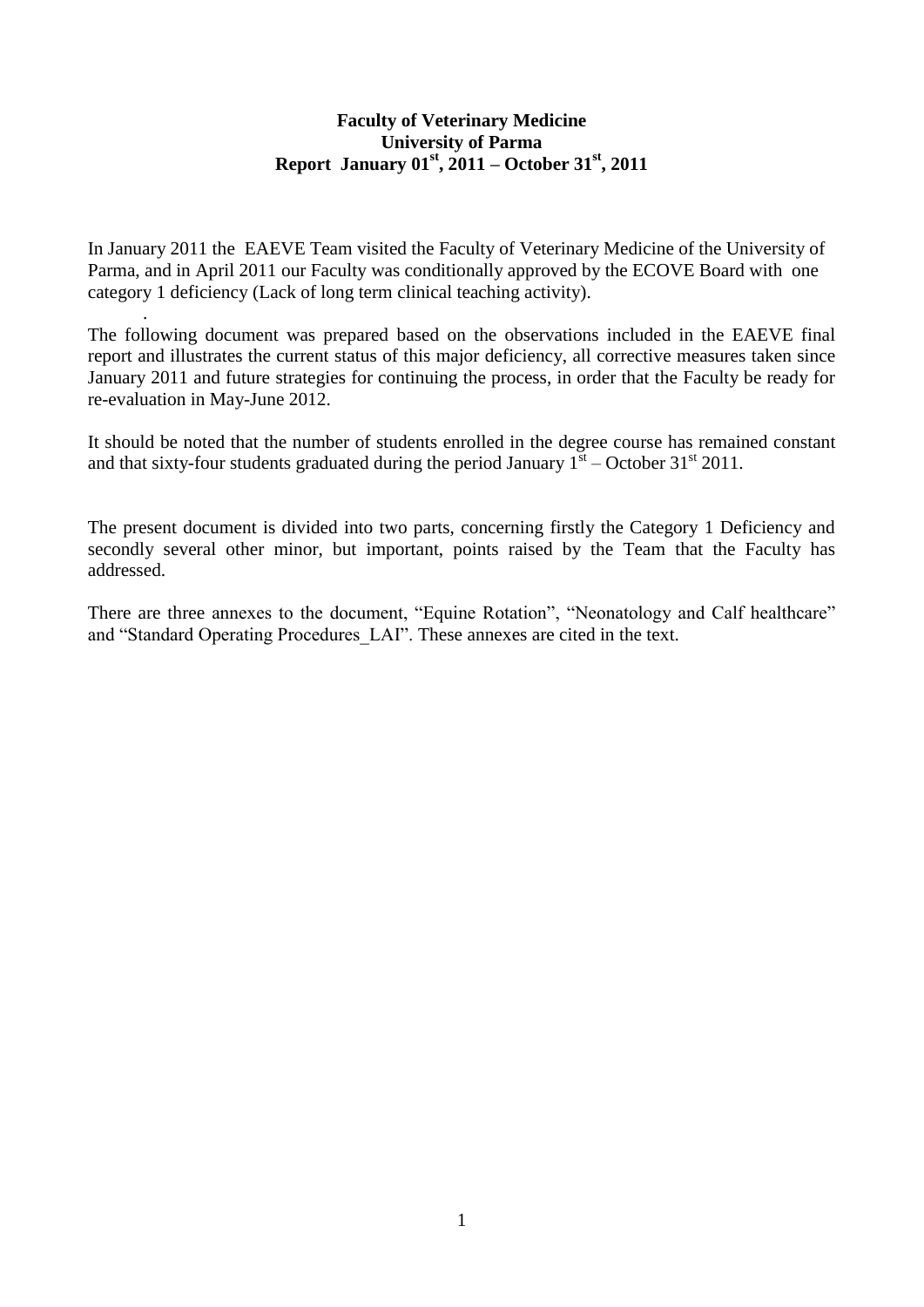**Faculty of Veterinary Medicine**
**University of Parma**
**Report January 01st, 2011 – October 31st, 2011**

In January 2011 the EAEVE Team visited the Faculty of Veterinary Medicine of the University of Parma, and in April 2011 our Faculty was conditionally approved by the ECOVE Board with one category 1 deficiency (Lack of long term clinical teaching activity).

The following document was prepared based on the observations included in the EAEVE final report and illustrates the current status of this major deficiency, all corrective measures taken since January 2011 and future strategies for continuing the process, in order that the Faculty be ready for re-evaluation in May-June 2012.

It should be noted that the number of students enrolled in the degree course has remained constant and that sixty-four students graduated during the period January 1st – October 31st 2011.

The present document is divided into two parts, concerning firstly the Category 1 Deficiency and secondly several other minor, but important, points raised by the Team that the Faculty has addressed.

There are three annexes to the document, "Equine Rotation", "Neonatology and Calf healthcare" and "Standard Operating Procedures_LAI". These annexes are cited in the text.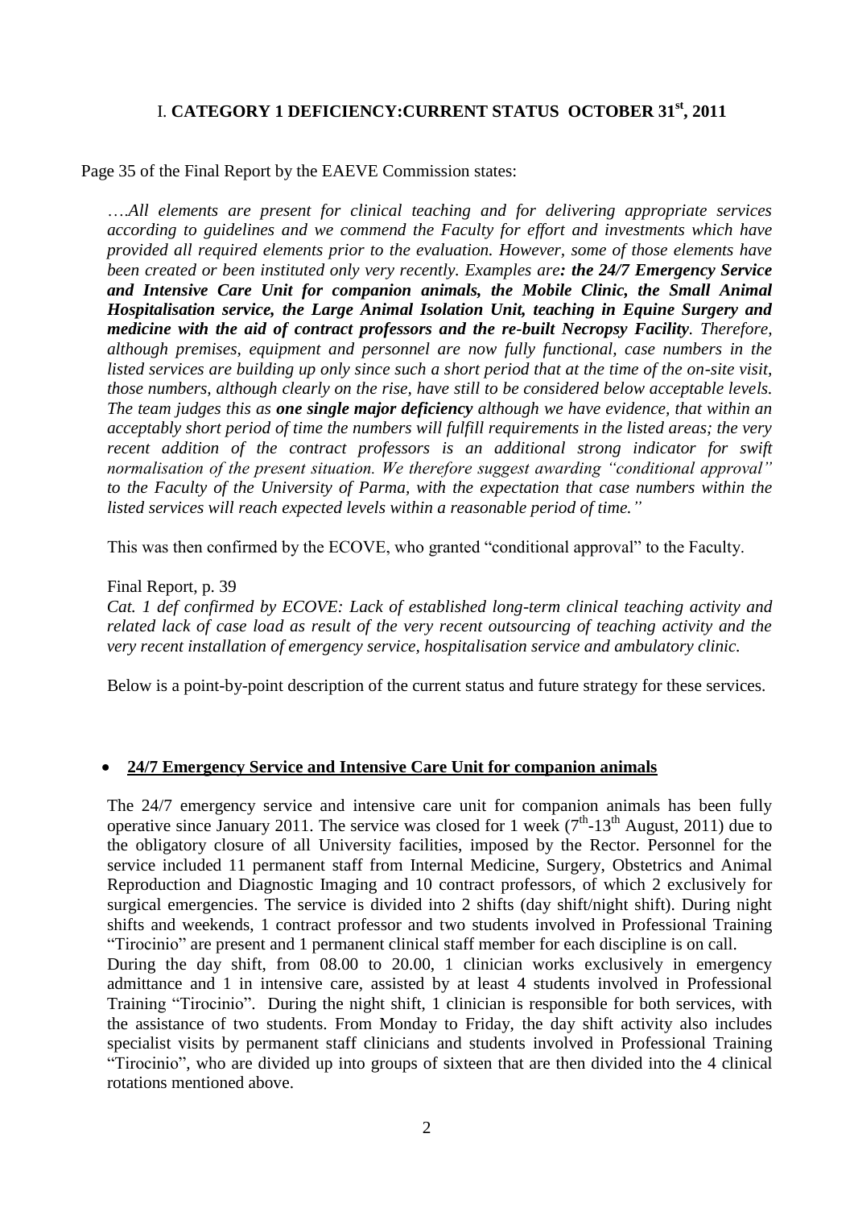## I. CATEGORY 1 DEFICIENCY:CURRENT STATUS OCTOBER 31[st], 2011

Page 35 of the Final Report by the EAEVE Commission states:

*….All elements are present for clinical teaching and for delivering appropriate services according to guidelines and we commend the Faculty for effort and investments which have provided all required elements prior to the evaluation. However, some of those elements have been created or been instituted only very recently. Examples are: **the 24/7 Emergency Service and Intensive Care Unit for companion animals, the Mobile Clinic, the Small Animal Hospitalisation service, the Large Animal Isolation Unit, teaching in Equine Surgery and medicine with the aid of contract professors and the re-built Necropsy Facility**. Therefore, although premises, equipment and personnel are now fully functional, case numbers in the listed services are building up only since such a short period that at the time of the on-site visit, those numbers, although clearly on the rise, have still to be considered below acceptable levels. The team judges this as **one single major deficiency** although we have evidence, that within an acceptably short period of time the numbers will fulfill requirements in the listed areas; the very recent addition of the contract professors is an additional strong indicator for swift normalisation of the present situation. We therefore suggest awarding "conditional approval" to the Faculty of the University of Parma, with the expectation that case numbers within the listed services will reach expected levels within a reasonable period of time."*

This was then confirmed by the ECOVE, who granted "conditional approval" to the Faculty.

Final Report, p. 39

*Cat. 1 def confirmed by ECOVE: Lack of established long-term clinical teaching activity and related lack of case load as result of the very recent outsourcing of teaching activity and the very recent installation of emergency service, hospitalisation service and ambulatory clinic.*

Below is a point-by-point description of the current status and future strategy for these services.

- **24/7 Emergency Service and Intensive Care Unit for companion animals**

The 24/7 emergency service and intensive care unit for companion animals has been fully operative since January 2011. The service was closed for 1 week (7[th]-13[th] August, 2011) due to the obligatory closure of all University facilities, imposed by the Rector. Personnel for the service included 11 permanent staff from Internal Medicine, Surgery, Obstetrics and Animal Reproduction and Diagnostic Imaging and 10 contract professors, of which 2 exclusively for surgical emergencies. The service is divided into 2 shifts (day shift/night shift). During night shifts and weekends, 1 contract professor and two students involved in Professional Training "Tirocinio" are present and 1 permanent clinical staff member for each discipline is on call.

During the day shift, from 08.00 to 20.00, 1 clinician works exclusively in emergency admittance and 1 in intensive care, assisted by at least 4 students involved in Professional Training "Tirocinio". During the night shift, 1 clinician is responsible for both services, with the assistance of two students. From Monday to Friday, the day shift activity also includes specialist visits by permanent staff clinicians and students involved in Professional Training "Tirocinio", who are divided up into groups of sixteen that are then divided into the 4 clinical rotations mentioned above.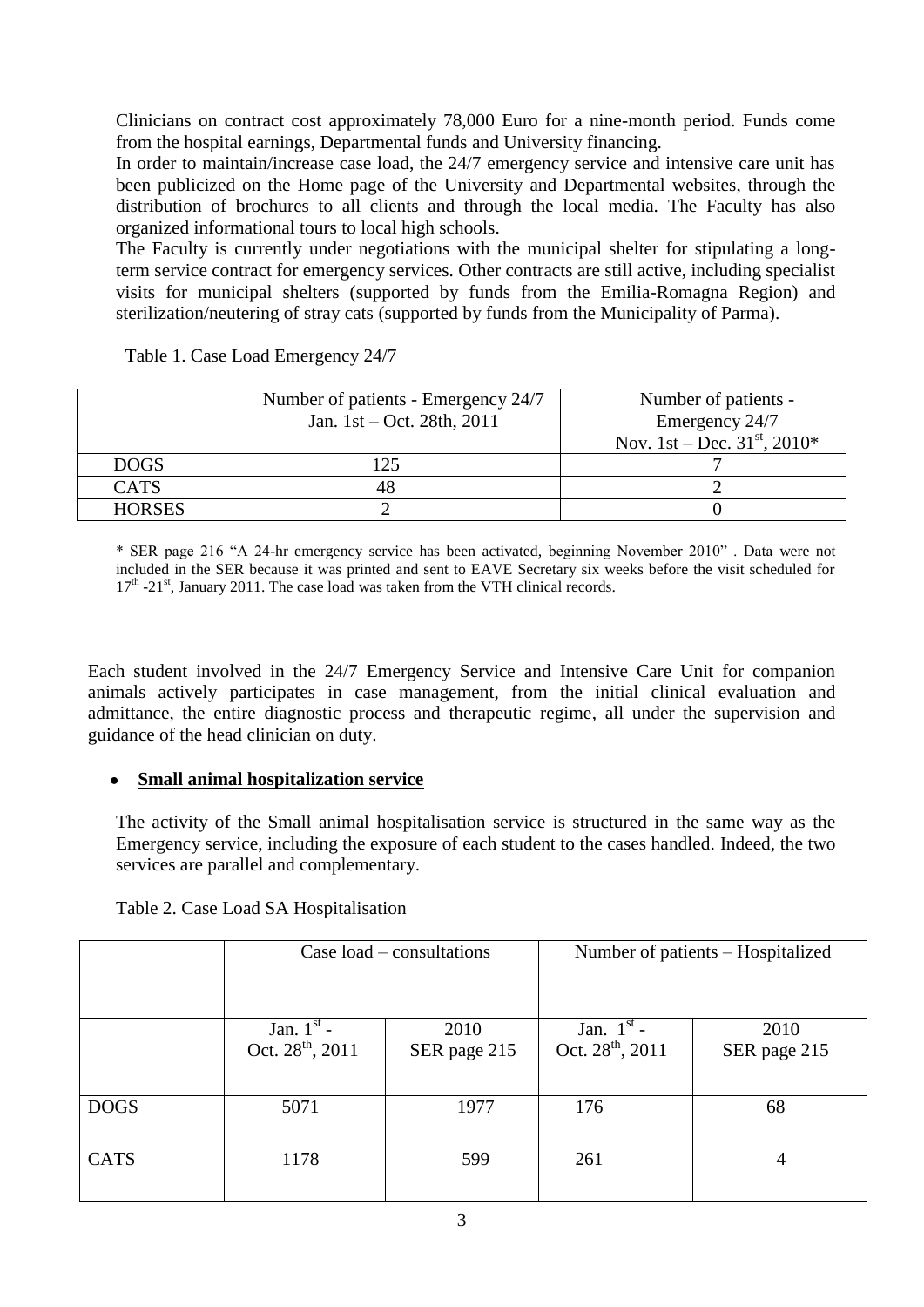Clinicians on contract cost approximately 78,000 Euro for a nine-month period. Funds come from the hospital earnings, Departmental funds and University financing.

In order to maintain/increase case load, the 24/7 emergency service and intensive care unit has been publicized on the Home page of the University and Departmental websites, through the distribution of brochures to all clients and through the local media. The Faculty has also organized informational tours to local high schools.

The Faculty is currently under negotiations with the municipal shelter for stipulating a long-term service contract for emergency services. Other contracts are still active, including specialist visits for municipal shelters (supported by funds from the Emilia-Romagna Region) and sterilization/neutering of stray cats (supported by funds from the Municipality of Parma).

Table 1. Case Load Emergency 24/7

| | Number of patients - Emergency 24/7 Jan. 1st – Oct. 28th, 2011 | Number of patients - Emergency 24/7 Nov. 1st – Dec. 31st, 2010* |
|---|---|---|
| DOGS | 125 | 7 |
| CATS | 48 | 2 |
| HORSES | 2 | 0 |

\* SER page 216 "A 24-hr emergency service has been activated, beginning November 2010" . Data were not included in the SER because it was printed and sent to EAVE Secretary six weeks before the visit scheduled for 17th -21st, January 2011. The case load was taken from the VTH clinical records.

Each student involved in the 24/7 Emergency Service and Intensive Care Unit for companion animals actively participates in case management, from the initial clinical evaluation and admittance, the entire diagnostic process and therapeutic regime, all under the supervision and guidance of the head clinician on duty.

- **Small animal hospitalization service**

The activity of the Small animal hospitalisation service is structured in the same way as the Emergency service, including the exposure of each student to the cases handled. Indeed, the two services are parallel and complementary.

Table 2. Case Load SA Hospitalisation

| | Case load – consultations | | Number of patients – Hospitalized | |
|---|---|---|---|---|
| | Jan. 1st - Oct. 28th, 2011 | 2010 SER page 215 | Jan. 1st - Oct. 28th, 2011 | 2010 SER page 215 |
| DOGS | 5071 | 1977 | 176 | 68 |
| CATS | 1178 | 599 | 261 | 4 |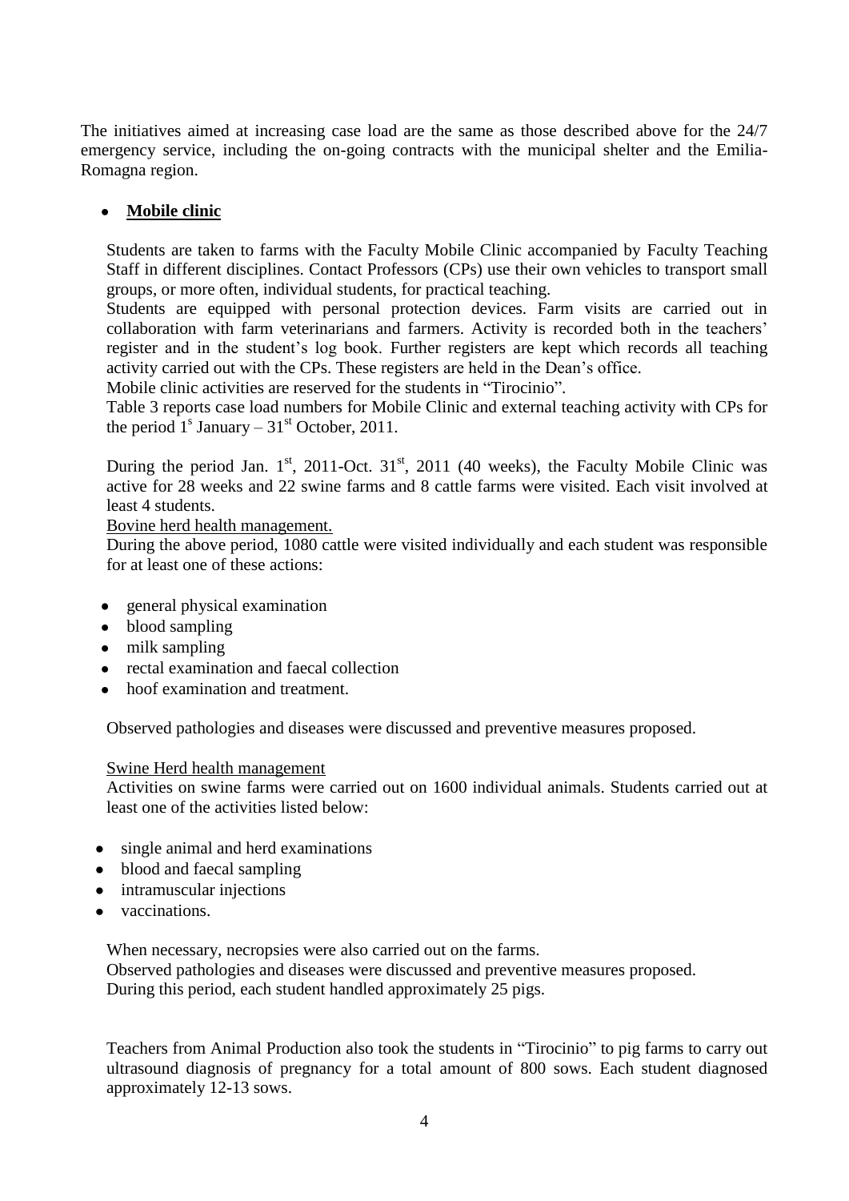The initiatives aimed at increasing case load are the same as those described above for the 24/7 emergency service, including the on-going contracts with the municipal shelter and the Emilia-Romagna region.

- **Mobile clinic**

Students are taken to farms with the Faculty Mobile Clinic accompanied by Faculty Teaching Staff in different disciplines. Contact Professors (CPs) use their own vehicles to transport small groups, or more often, individual students, for practical teaching.

Students are equipped with personal protection devices. Farm visits are carried out in collaboration with farm veterinarians and farmers. Activity is recorded both in the teachers' register and in the student's log book. Further registers are kept which records all teaching activity carried out with the CPs. These registers are held in the Dean's office.

Mobile clinic activities are reserved for the students in "Tirocinio".

Table 3 reports case load numbers for Mobile Clinic and external teaching activity with CPs for the period 1s January – 31st October, 2011.

During the period Jan. 1st, 2011-Oct. 31st, 2011 (40 weeks), the Faculty Mobile Clinic was active for 28 weeks and 22 swine farms and 8 cattle farms were visited. Each visit involved at least 4 students.

Bovine herd health management.

During the above period, 1080 cattle were visited individually and each student was responsible for at least one of these actions:

- general physical examination
- blood sampling
- milk sampling
- rectal examination and faecal collection
- hoof examination and treatment.

Observed pathologies and diseases were discussed and preventive measures proposed.

Swine Herd health management

Activities on swine farms were carried out on 1600 individual animals. Students carried out at least one of the activities listed below:

- single animal and herd examinations
- blood and faecal sampling
- intramuscular injections
- vaccinations.

When necessary, necropsies were also carried out on the farms.

Observed pathologies and diseases were discussed and preventive measures proposed.

During this period, each student handled approximately 25 pigs.

Teachers from Animal Production also took the students in "Tirocinio" to pig farms to carry out ultrasound diagnosis of pregnancy for a total amount of 800 sows. Each student diagnosed approximately 12-13 sows.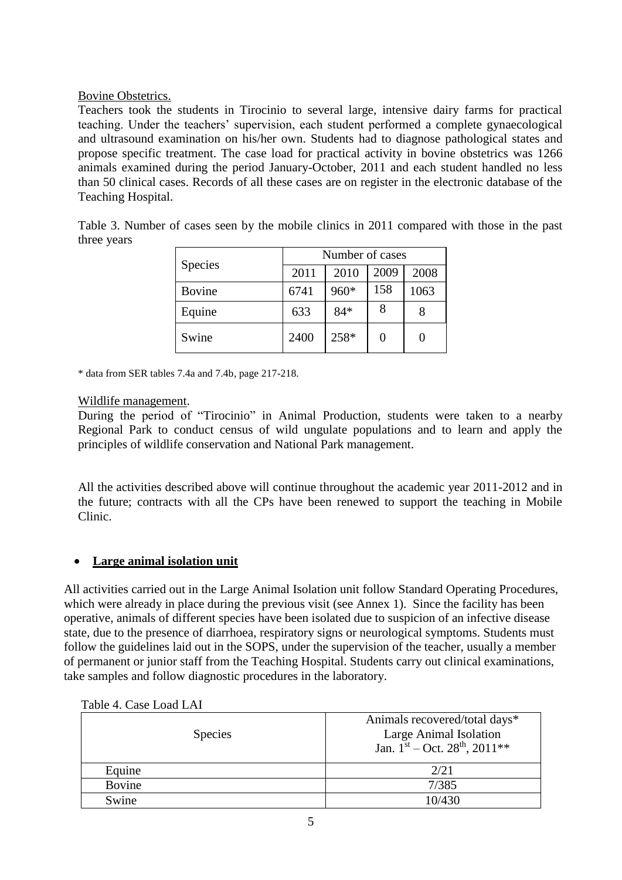Bovine Obstetrics.

Teachers took the students in Tirocinio to several large, intensive dairy farms for practical teaching. Under the teachers' supervision, each student performed a complete gynaecological and ultrasound examination on his/her own. Students had to diagnose pathological states and propose specific treatment. The case load for practical activity in bovine obstetrics was 1266 animals examined during the period January-October, 2011 and each student handled no less than 50 clinical cases. Records of all these cases are on register in the electronic database of the Teaching Hospital.

Table 3. Number of cases seen by the mobile clinics in 2011 compared with those in the past three years

| Species | Number of cases | | | |
|---|---|---|---|---|
| | 2011 | 2010 | 2009 | 2008 |
| Bovine | 6741 | 960* | 158 | 1063 |
| Equine | 633 | 84* | 8 | 8 |
| Swine | 2400 | 258* | 0 | 0 |

* data from SER tables 7.4a and 7.4b, page 217-218.

Wildlife management.

During the period of "Tirocinio" in Animal Production, students were taken to a nearby Regional Park to conduct census of wild ungulate populations and to learn and apply the principles of wildlife conservation and National Park management.

All the activities described above will continue throughout the academic year 2011-2012 and in the future; contracts with all the CPs have been renewed to support the teaching in Mobile Clinic.

- **Large animal isolation unit**

All activities carried out in the Large Animal Isolation unit follow Standard Operating Procedures, which were already in place during the previous visit (see Annex 1). Since the facility has been operative, animals of different species have been isolated due to suspicion of an infective disease state, due to the presence of diarrhoea, respiratory signs or neurological symptoms. Students must follow the guidelines laid out in the SOPS, under the supervision of the teacher, usually a member of permanent or junior staff from the Teaching Hospital. Students carry out clinical examinations, take samples and follow diagnostic procedures in the laboratory.

Table 4. Case Load LAI

| Species | Animals recovered/total days* Large Animal Isolation Jan. 1st – Oct. 28th, 2011** |
|---|---|
| Equine | 2/21 |
| Bovine | 7/385 |
| Swine | 10/430 |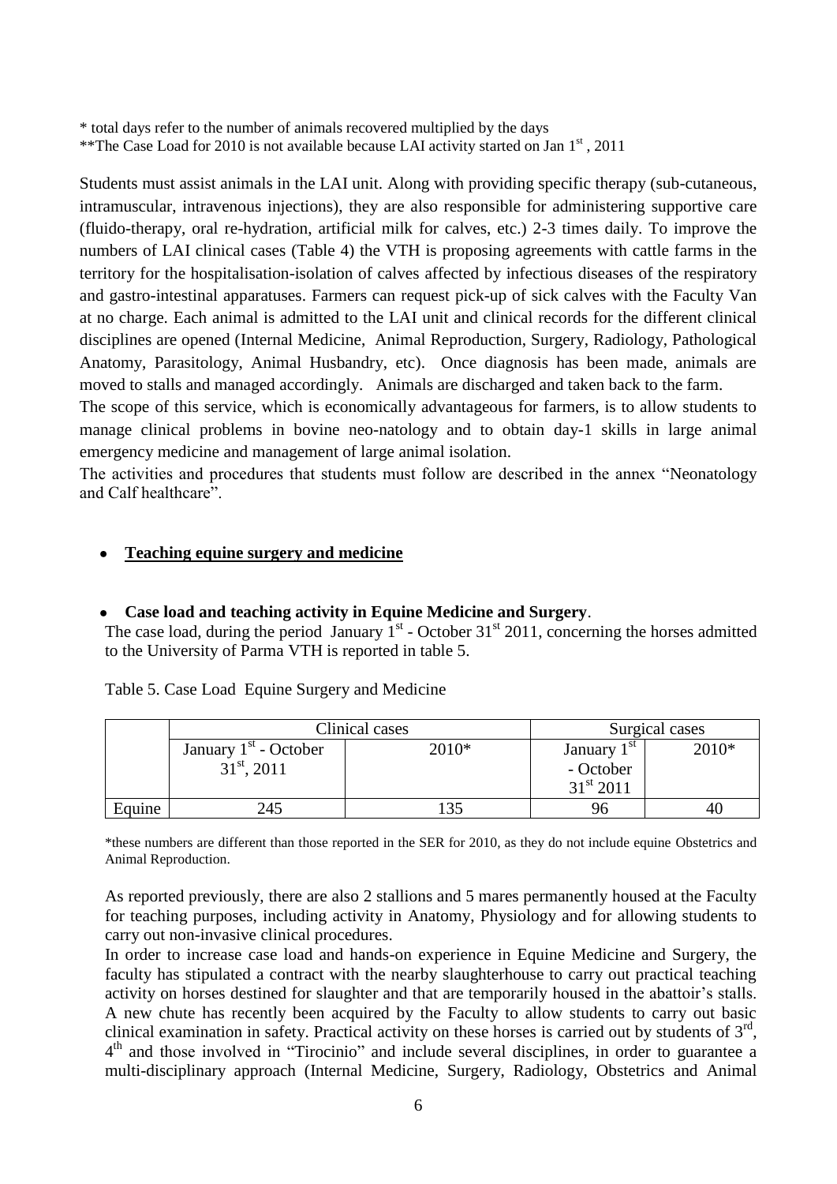* total days refer to the number of animals recovered multiplied by the days
**The Case Load for 2010 is not available because LAI activity started on Jan 1st , 2011

Students must assist animals in the LAI unit. Along with providing specific therapy (sub-cutaneous, intramuscular, intravenous injections), they are also responsible for administering supportive care (fluido-therapy, oral re-hydration, artificial milk for calves, etc.) 2-3 times daily. To improve the numbers of LAI clinical cases (Table 4) the VTH is proposing agreements with cattle farms in the territory for the hospitalisation-isolation of calves affected by infectious diseases of the respiratory and gastro-intestinal apparatuses. Farmers can request pick-up of sick calves with the Faculty Van at no charge. Each animal is admitted to the LAI unit and clinical records for the different clinical disciplines are opened (Internal Medicine, Animal Reproduction, Surgery, Radiology, Pathological Anatomy, Parasitology, Animal Husbandry, etc). Once diagnosis has been made, animals are moved to stalls and managed accordingly. Animals are discharged and taken back to the farm.
The scope of this service, which is economically advantageous for farmers, is to allow students to manage clinical problems in bovine neo-natology and to obtain day-1 skills in large animal emergency medicine and management of large animal isolation.
The activities and procedures that students must follow are described in the annex "Neonatology and Calf healthcare".

- **Teaching equine surgery and medicine**

- **Case load and teaching activity in Equine Medicine and Surgery**.

The case load, during the period January 1st - October 31st 2011, concerning the horses admitted to the University of Parma VTH is reported in table 5.

Table 5. Case Load Equine Surgery and Medicine

| | Clinical cases | | Surgical cases | |
|---|---|---|---|---|
| | January 1st - October 31st, 2011 | 2010* | January 1st - October 31st 2011 | 2010* |
| Equine | 245 | 135 | 96 | 40 |

*these numbers are different than those reported in the SER for 2010, as they do not include equine Obstetrics and Animal Reproduction.

As reported previously, there are also 2 stallions and 5 mares permanently housed at the Faculty for teaching purposes, including activity in Anatomy, Physiology and for allowing students to carry out non-invasive clinical procedures.
In order to increase case load and hands-on experience in Equine Medicine and Surgery, the faculty has stipulated a contract with the nearby slaughterhouse to carry out practical teaching activity on horses destined for slaughter and that are temporarily housed in the abattoir's stalls. A new chute has recently been acquired by the Faculty to allow students to carry out basic clinical examination in safety. Practical activity on these horses is carried out by students of 3rd, 4th and those involved in "Tirocinio" and include several disciplines, in order to guarantee a multi-disciplinary approach (Internal Medicine, Surgery, Radiology, Obstetrics and Animal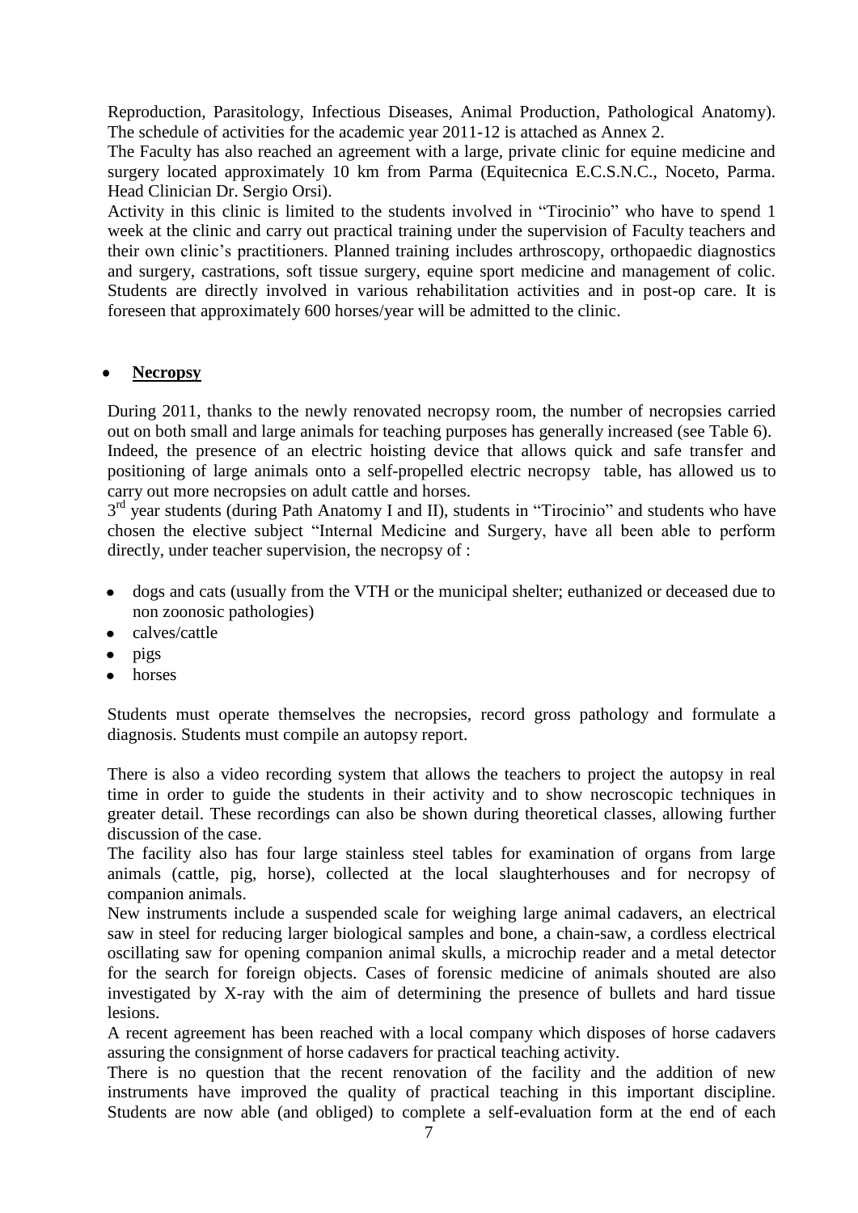Reproduction, Parasitology, Infectious Diseases, Animal Production, Pathological Anatomy). The schedule of activities for the academic year 2011-12 is attached as Annex 2.

The Faculty has also reached an agreement with a large, private clinic for equine medicine and surgery located approximately 10 km from Parma (Equitecnica E.C.S.N.C., Noceto, Parma. Head Clinician Dr. Sergio Orsi).

Activity in this clinic is limited to the students involved in "Tirocinio" who have to spend 1 week at the clinic and carry out practical training under the supervision of Faculty teachers and their own clinic's practitioners. Planned training includes arthroscopy, orthopaedic diagnostics and surgery, castrations, soft tissue surgery, equine sport medicine and management of colic. Students are directly involved in various rehabilitation activities and in post-op care. It is foreseen that approximately 600 horses/year will be admitted to the clinic.

- **Necropsy**

During 2011, thanks to the newly renovated necropsy room, the number of necropsies carried out on both small and large animals for teaching purposes has generally increased (see Table 6). Indeed, the presence of an electric hoisting device that allows quick and safe transfer and positioning of large animals onto a self-propelled electric necropsy table, has allowed us to carry out more necropsies on adult cattle and horses.

3rd year students (during Path Anatomy I and II), students in "Tirocinio" and students who have chosen the elective subject "Internal Medicine and Surgery, have all been able to perform directly, under teacher supervision, the necropsy of :

- dogs and cats (usually from the VTH or the municipal shelter; euthanized or deceased due to non zoonosic pathologies)
- calves/cattle
- pigs
- horses

Students must operate themselves the necropsies, record gross pathology and formulate a diagnosis. Students must compile an autopsy report.

There is also a video recording system that allows the teachers to project the autopsy in real time in order to guide the students in their activity and to show necroscopic techniques in greater detail. These recordings can also be shown during theoretical classes, allowing further discussion of the case.

The facility also has four large stainless steel tables for examination of organs from large animals (cattle, pig, horse), collected at the local slaughterhouses and for necropsy of companion animals.

New instruments include a suspended scale for weighing large animal cadavers, an electrical saw in steel for reducing larger biological samples and bone, a chain-saw, a cordless electrical oscillating saw for opening companion animal skulls, a microchip reader and a metal detector for the search for foreign objects. Cases of forensic medicine of animals shouted are also investigated by X-ray with the aim of determining the presence of bullets and hard tissue lesions.

A recent agreement has been reached with a local company which disposes of horse cadavers assuring the consignment of horse cadavers for practical teaching activity.

There is no question that the recent renovation of the facility and the addition of new instruments have improved the quality of practical teaching in this important discipline. Students are now able (and obliged) to complete a self-evaluation form at the end of each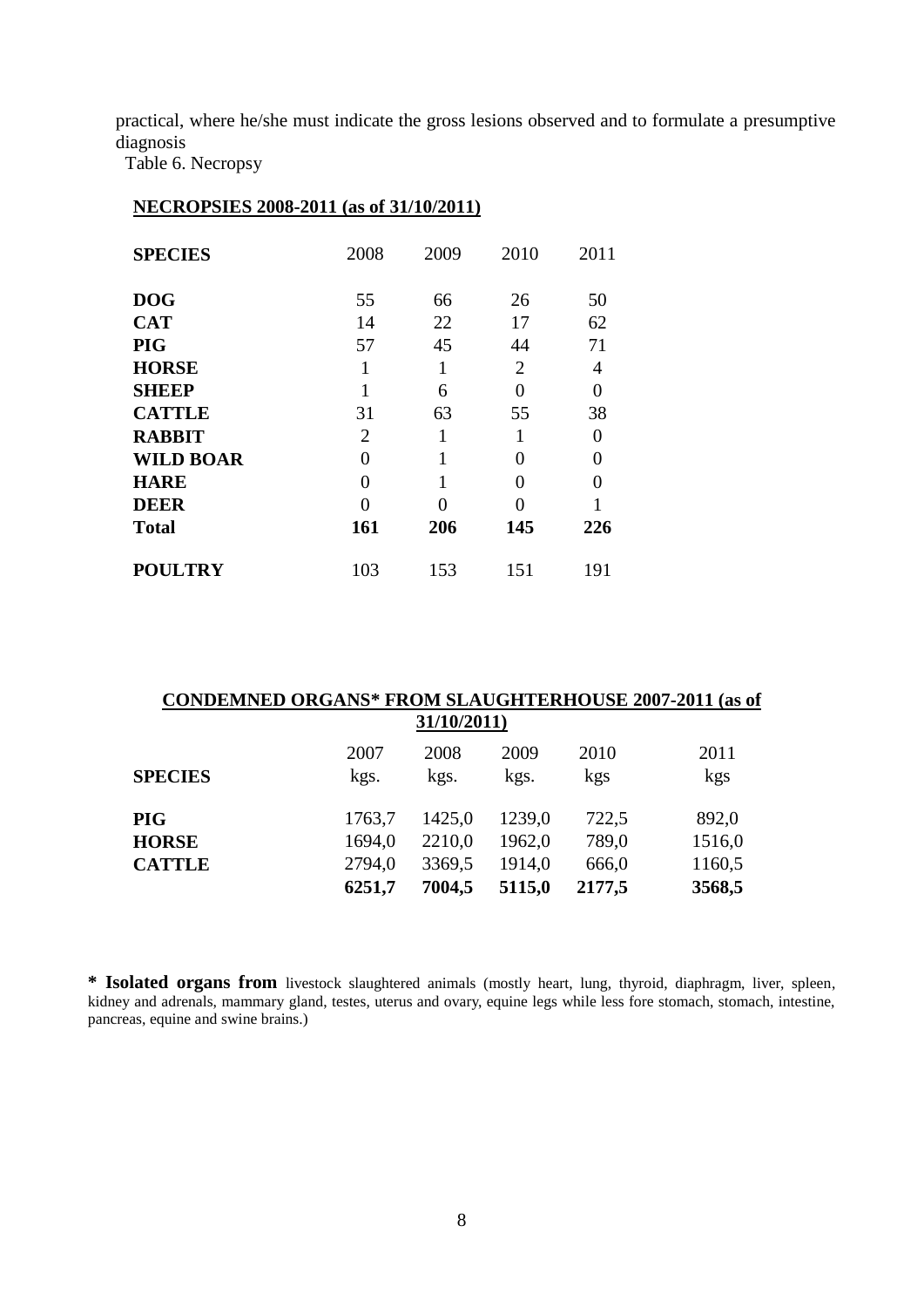practical, where he/she must indicate the gross lesions observed and to formulate a presumptive diagnosis

Table 6. Necropsy

**NECROPSIES 2008-2011 (as of 31/10/2011)**

| SPECIES | 2008 | 2009 | 2010 | 2011 |
|---|---|---|---|---|
| **DOG** | 55 | 66 | 26 | 50 |
| **CAT** | 14 | 22 | 17 | 62 |
| **PIG** | 57 | 45 | 44 | 71 |
| **HORSE** | 1 | 1 | 2 | 4 |
| **SHEEP** | 1 | 6 | 0 | 0 |
| **CATTLE** | 31 | 63 | 55 | 38 |
| **RABBIT** | 2 | 1 | 1 | 0 |
| **WILD BOAR** | 0 | 1 | 0 | 0 |
| **HARE** | 0 | 1 | 0 | 0 |
| **DEER** | 0 | 0 | 0 | 1 |
| **Total** | **161** | **206** | **145** | **226** |
| **POULTRY** | 103 | 153 | 151 | 191 |

**CONDEMNED ORGANS* FROM SLAUGHTERHOUSE 2007-2011 (as of 31/10/2011)**

| SPECIES | 2007 kgs. | 2008 kgs. | 2009 kgs. | 2010 kgs | 2011 kgs |
|---|---|---|---|---|---|
| **PIG** | 1763,7 | 1425,0 | 1239,0 | 722,5 | 892,0 |
| **HORSE** | 1694,0 | 2210,0 | 1962,0 | 789,0 | 1516,0 |
| **CATTLE** | 2794,0 | 3369,5 | 1914,0 | 666,0 | 1160,5 |
| | **6251,7** | **7004,5** | **5115,0** | **2177,5** | **3568,5** |

**\* Isolated organs from** livestock slaughtered animals (mostly heart, lung, thyroid, diaphragm, liver, spleen, kidney and adrenals, mammary gland, testes, uterus and ovary, equine legs while less fore stomach, stomach, intestine, pancreas, equine and swine brains.)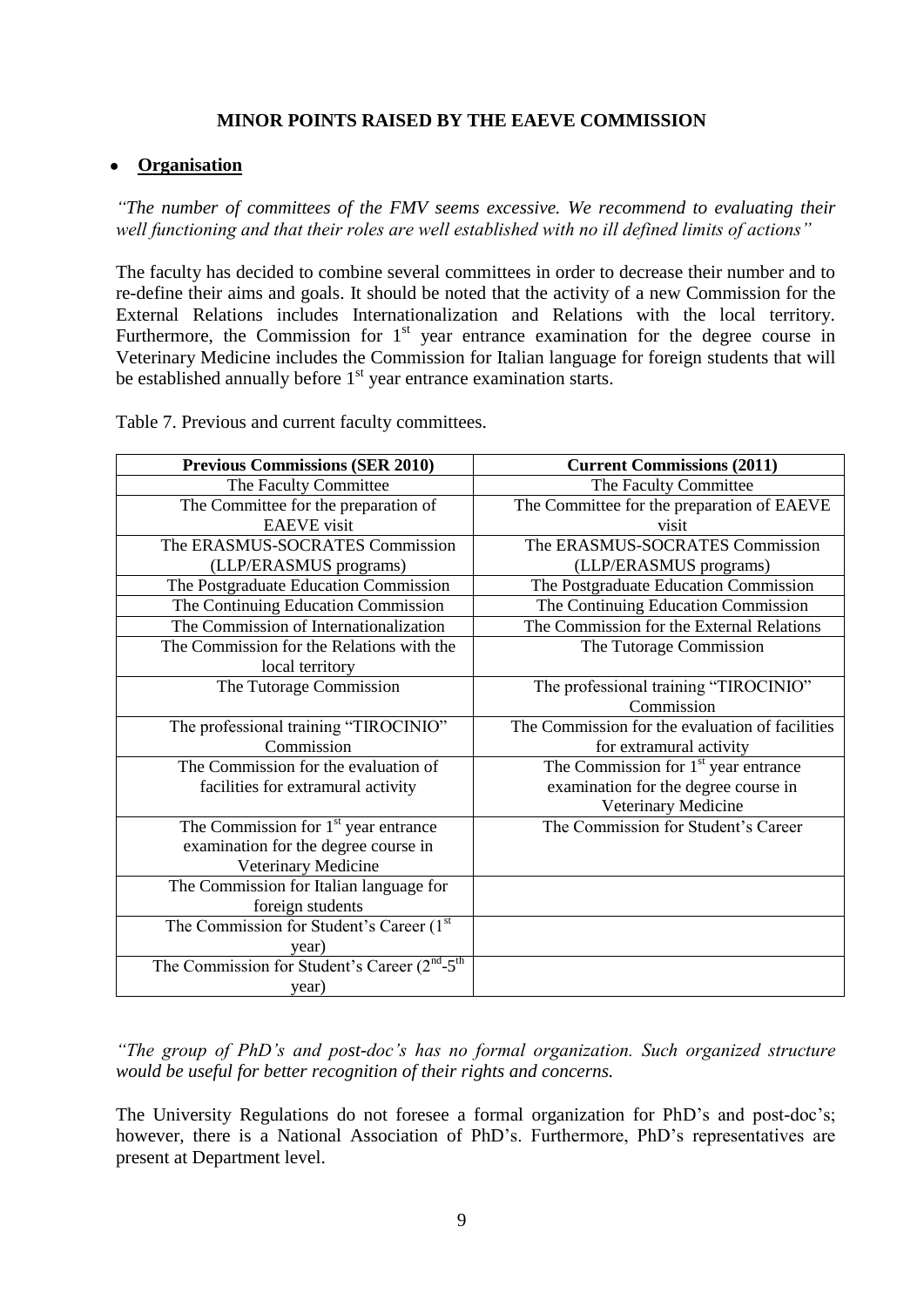## MINOR POINTS RAISED BY THE EAEVE COMMISSION

- **Organisation**

*"The number of committees of the FMV seems excessive. We recommend to evaluating their well functioning and that their roles are well established with no ill defined limits of actions"*

The faculty has decided to combine several committees in order to decrease their number and to re-define their aims and goals. It should be noted that the activity of a new Commission for the External Relations includes Internationalization and Relations with the local territory. Furthermore, the Commission for 1st year entrance examination for the degree course in Veterinary Medicine includes the Commission for Italian language for foreign students that will be established annually before 1st year entrance examination starts.

Table 7. Previous and current faculty committees.

| Previous Commissions (SER 2010) | Current Commissions (2011) |
|---|---|
| The Faculty Committee | The Faculty Committee |
| The Committee for the preparation of EAEVE visit | The Committee for the preparation of EAEVE visit |
| The ERASMUS-SOCRATES Commission (LLP/ERASMUS programs) | The ERASMUS-SOCRATES Commission (LLP/ERASMUS programs) |
| The Postgraduate Education Commission | The Postgraduate Education Commission |
| The Continuing Education Commission | The Continuing Education Commission |
| The Commission of Internationalization | The Commission for the External Relations |
| The Commission for the Relations with the local territory | The Tutorage Commission |
| The Tutorage Commission | The professional training "TIROCINIO" Commission |
| The professional training "TIROCINIO" Commission | The Commission for the evaluation of facilities for extramural activity |
| The Commission for the evaluation of facilities for extramural activity | The Commission for 1st year entrance examination for the degree course in Veterinary Medicine |
| The Commission for 1st year entrance examination for the degree course in Veterinary Medicine | The Commission for Student's Career |
| The Commission for Italian language for foreign students | |
| The Commission for Student's Career (1st year) | |
| The Commission for Student's Career (2nd-5th year) | |

*"The group of PhD's and post-doc's has no formal organization. Such organized structure would be useful for better recognition of their rights and concerns.*

The University Regulations do not foresee a formal organization for PhD's and post-doc's; however, there is a National Association of PhD's. Furthermore, PhD's representatives are present at Department level.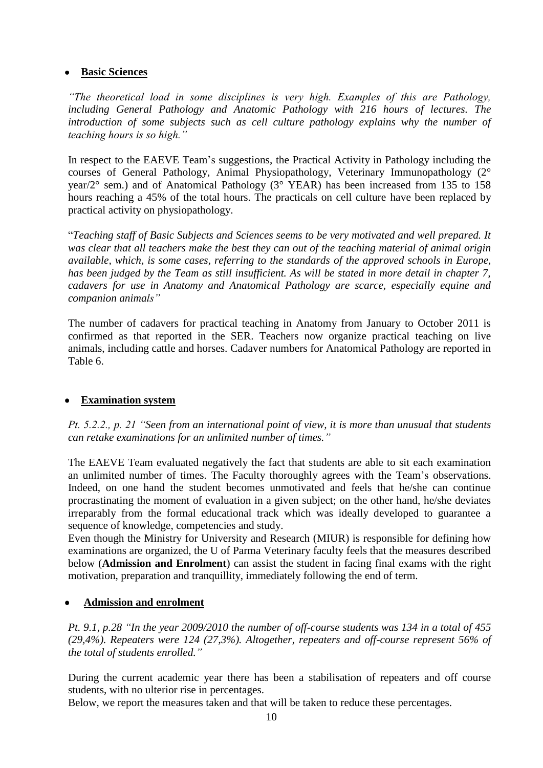- **Basic Sciences**

*"The theoretical load in some disciplines is very high. Examples of this are Pathology, including General Pathology and Anatomic Pathology with 216 hours of lectures. The introduction of some subjects such as cell culture pathology explains why the number of teaching hours is so high."*

In respect to the EAEVE Team's suggestions, the Practical Activity in Pathology including the courses of General Pathology, Animal Physiopathology, Veterinary Immunopathology (2° year/2° sem.) and of Anatomical Pathology (3° YEAR) has been increased from 135 to 158 hours reaching a 45% of the total hours. The practicals on cell culture have been replaced by practical activity on physiopathology.

"*Teaching staff of Basic Subjects and Sciences seems to be very motivated and well prepared. It was clear that all teachers make the best they can out of the teaching material of animal origin available, which, is some cases, referring to the standards of the approved schools in Europe, has been judged by the Team as still insufficient. As will be stated in more detail in chapter 7, cadavers for use in Anatomy and Anatomical Pathology are scarce, especially equine and companion animals"*

The number of cadavers for practical teaching in Anatomy from January to October 2011 is confirmed as that reported in the SER. Teachers now organize practical teaching on live animals, including cattle and horses. Cadaver numbers for Anatomical Pathology are reported in Table 6.

- **Examination system**

*Pt. 5.2.2., p. 21 "Seen from an international point of view, it is more than unusual that students can retake examinations for an unlimited number of times."*

The EAEVE Team evaluated negatively the fact that students are able to sit each examination an unlimited number of times. The Faculty thoroughly agrees with the Team's observations. Indeed, on one hand the student becomes unmotivated and feels that he/she can continue procrastinating the moment of evaluation in a given subject; on the other hand, he/she deviates irreparably from the formal educational track which was ideally developed to guarantee a sequence of knowledge, competencies and study.
Even though the Ministry for University and Research (MIUR) is responsible for defining how examinations are organized, the U of Parma Veterinary faculty feels that the measures described below (**Admission and Enrolment**) can assist the student in facing final exams with the right motivation, preparation and tranquillity, immediately following the end of term.

- **Admission and enrolment**

*Pt. 9.1, p.28 "In the year 2009/2010 the number of off-course students was 134 in a total of 455 (29,4%). Repeaters were 124 (27,3%). Altogether, repeaters and off-course represent 56% of the total of students enrolled."*

During the current academic year there has been a stabilisation of repeaters and off course students, with no ulterior rise in percentages.
Below, we report the measures taken and that will be taken to reduce these percentages.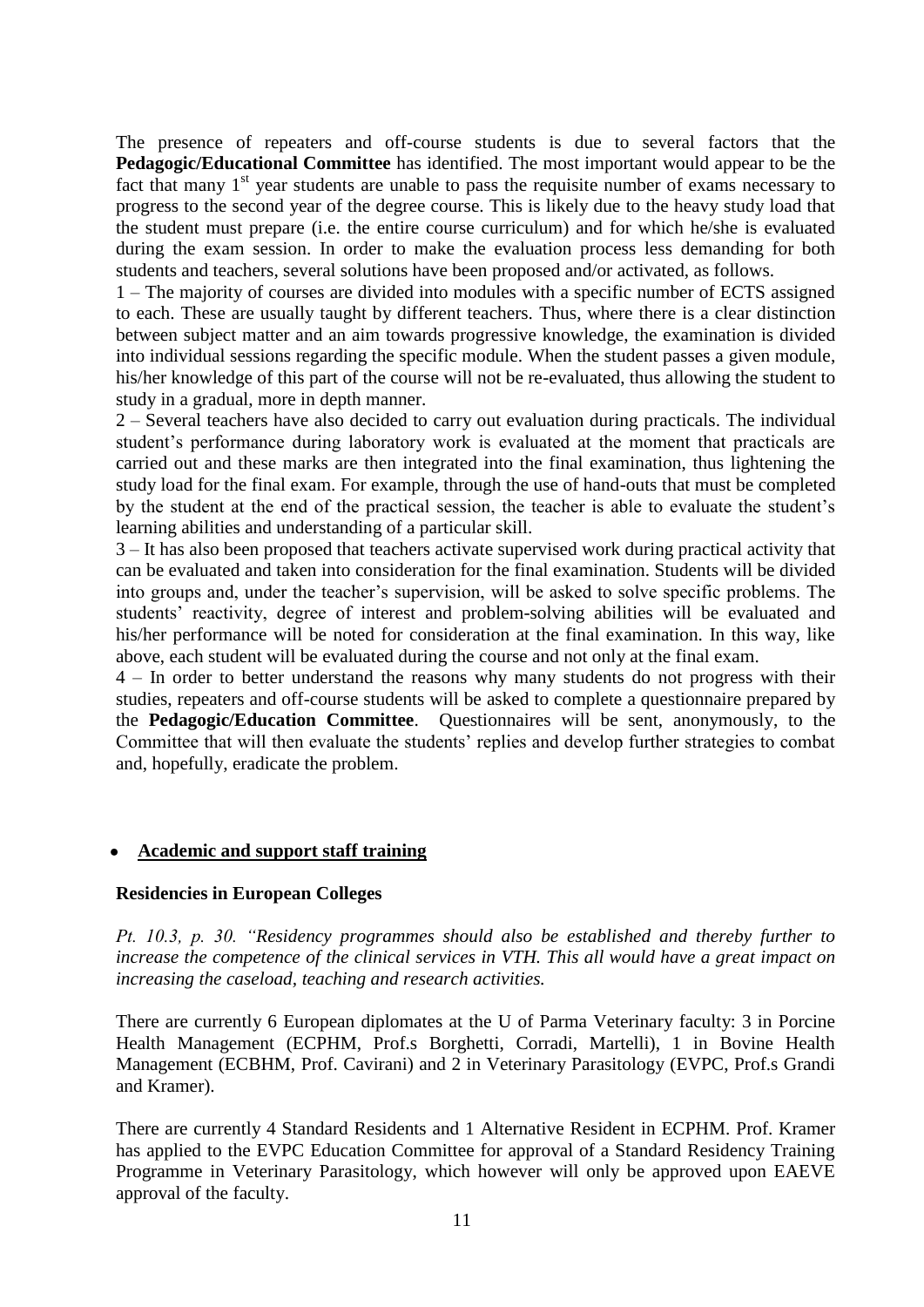The presence of repeaters and off-course students is due to several factors that the **Pedagogic/Educational Committee** has identified. The most important would appear to be the fact that many 1st year students are unable to pass the requisite number of exams necessary to progress to the second year of the degree course. This is likely due to the heavy study load that the student must prepare (i.e. the entire course curriculum) and for which he/she is evaluated during the exam session. In order to make the evaluation process less demanding for both students and teachers, several solutions have been proposed and/or activated, as follows.

1 – The majority of courses are divided into modules with a specific number of ECTS assigned to each. These are usually taught by different teachers. Thus, where there is a clear distinction between subject matter and an aim towards progressive knowledge, the examination is divided into individual sessions regarding the specific module. When the student passes a given module, his/her knowledge of this part of the course will not be re-evaluated, thus allowing the student to study in a gradual, more in depth manner.

2 – Several teachers have also decided to carry out evaluation during practicals. The individual student's performance during laboratory work is evaluated at the moment that practicals are carried out and these marks are then integrated into the final examination, thus lightening the study load for the final exam. For example, through the use of hand-outs that must be completed by the student at the end of the practical session, the teacher is able to evaluate the student's learning abilities and understanding of a particular skill.

3 – It has also been proposed that teachers activate supervised work during practical activity that can be evaluated and taken into consideration for the final examination. Students will be divided into groups and, under the teacher's supervision, will be asked to solve specific problems. The students' reactivity, degree of interest and problem-solving abilities will be evaluated and his/her performance will be noted for consideration at the final examination. In this way, like above, each student will be evaluated during the course and not only at the final exam.

4 – In order to better understand the reasons why many students do not progress with their studies, repeaters and off-course students will be asked to complete a questionnaire prepared by the **Pedagogic/Education Committee**. Questionnaires will be sent, anonymously, to the Committee that will then evaluate the students' replies and develop further strategies to combat and, hopefully, eradicate the problem.

- **Academic and support staff training**

**Residencies in European Colleges**

*Pt. 10.3, p. 30. "Residency programmes should also be established and thereby further to increase the competence of the clinical services in VTH. This all would have a great impact on increasing the caseload, teaching and research activities.*

There are currently 6 European diplomates at the U of Parma Veterinary faculty: 3 in Porcine Health Management (ECPHM, Prof.s Borghetti, Corradi, Martelli), 1 in Bovine Health Management (ECBHM, Prof. Cavirani) and 2 in Veterinary Parasitology (EVPC, Prof.s Grandi and Kramer).

There are currently 4 Standard Residents and 1 Alternative Resident in ECPHM. Prof. Kramer has applied to the EVPC Education Committee for approval of a Standard Residency Training Programme in Veterinary Parasitology, which however will only be approved upon EAEVE approval of the faculty.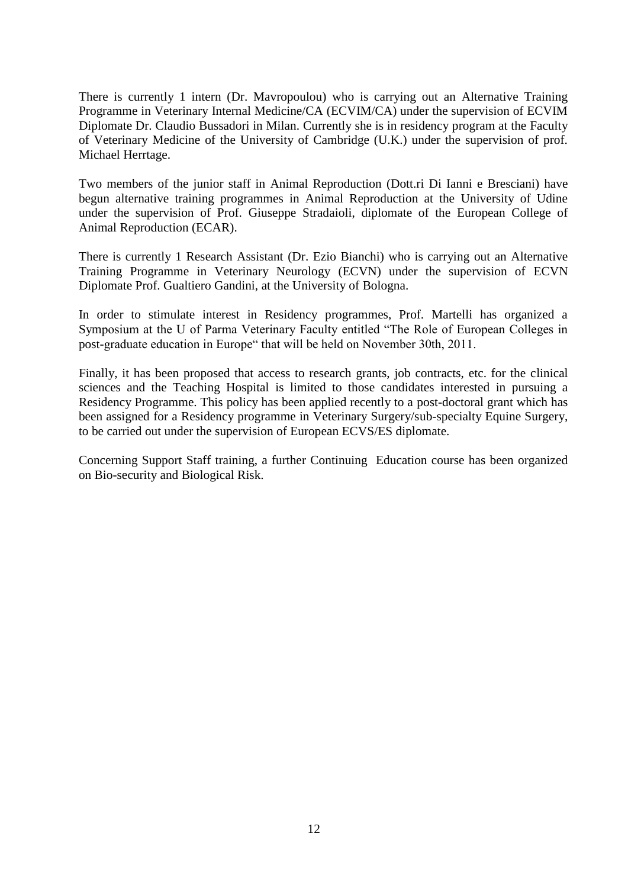There is currently 1 intern (Dr. Mavropoulou) who is carrying out an Alternative Training Programme in Veterinary Internal Medicine/CA (ECVIM/CA) under the supervision of ECVIM Diplomate Dr. Claudio Bussadori in Milan. Currently she is in residency program at the Faculty of Veterinary Medicine of the University of Cambridge (U.K.) under the supervision of prof. Michael Herrtage.

Two members of the junior staff in Animal Reproduction (Dott.ri Di Ianni e Bresciani) have begun alternative training programmes in Animal Reproduction at the University of Udine under the supervision of Prof. Giuseppe Stradaioli, diplomate of the European College of Animal Reproduction (ECAR).

There is currently 1 Research Assistant (Dr. Ezio Bianchi) who is carrying out an Alternative Training Programme in Veterinary Neurology (ECVN) under the supervision of ECVN Diplomate Prof. Gualtiero Gandini, at the University of Bologna.

In order to stimulate interest in Residency programmes, Prof. Martelli has organized a Symposium at the U of Parma Veterinary Faculty entitled "The Role of European Colleges in post-graduate education in Europe" that will be held on November 30th, 2011.

Finally, it has been proposed that access to research grants, job contracts, etc. for the clinical sciences and the Teaching Hospital is limited to those candidates interested in pursuing a Residency Programme. This policy has been applied recently to a post-doctoral grant which has been assigned for a Residency programme in Veterinary Surgery/sub-specialty Equine Surgery, to be carried out under the supervision of European ECVS/ES diplomate.

Concerning Support Staff training, a further Continuing Education course has been organized on Bio-security and Biological Risk.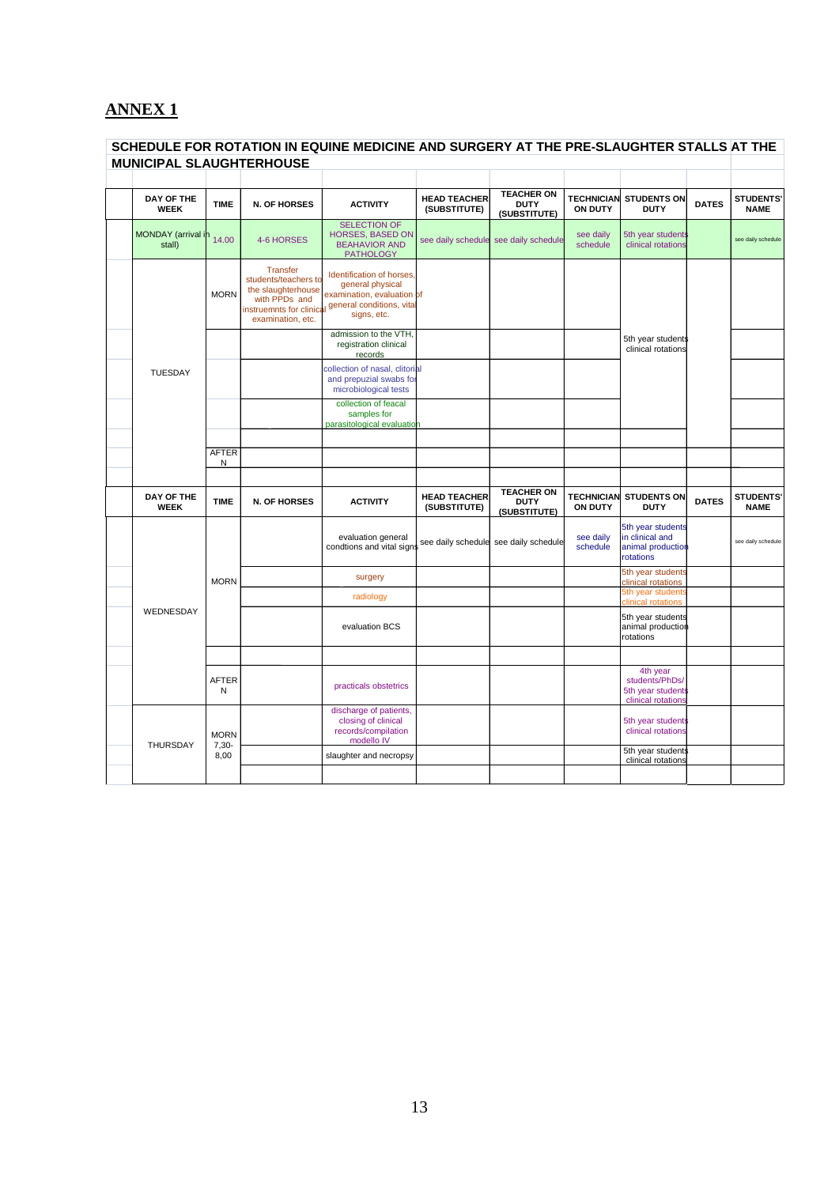## ANNEX 1

| SCHEDULE FOR ROTATION IN EQUINE MEDICINE AND SURGERY AT THE PRE-SLAUGHTER STALLS AT THE MUNICIPAL SLAUGHTERHOUSE | | | | | | | | | |
|---|---|---|---|---|---|---|---|---|---|
| DAY OF THE WEEK | TIME | N. OF HORSES | ACTIVITY | HEAD TEACHER (SUBSTITUTE) | TEACHER ON DUTY (SUBSTITUTE) | TECHNICIAN ON DUTY | STUDENTS ON DUTY | DATES | STUDENTS' NAME |
| MONDAY (arrival in stall) | 14.00 | 4-6 HORSES | SELECTION OF HORSES, BASED ON BEAHAVIOR AND PATHOLOGY | see daily schedule | see daily schedule | see daily schedule | 5th year students clinical rotations | | see daily schedule |
| TUESDAY | MORN | Transfer students/teachers to the slaughterhouse with PPDs and instruemnts for clinical examination, etc. | Identification of horses, general physical examination, evaluation of general conditions, vital signs, etc. | | | | 5th year students clinical rotations | | |
| | | | admission to the VTH, registration clinical records | | | | | | |
| | | | collection of nasal, clitorial and prepuzial swabs for microbiological tests | | | | | | |
| | | | collection of feacal samples for parasitological evaluation | | | | | | |
| | AFTERN | | | | | | | | |
| DAY OF THE WEEK | TIME | N. OF HORSES | ACTIVITY | HEAD TEACHER (SUBSTITUTE) | TEACHER ON DUTY (SUBSTITUTE) | TECHNICIAN ON DUTY | STUDENTS ON DUTY | DATES | STUDENTS' NAME |
| WEDNESDAY | MORN | | evaluation general condtions and vital signs | see daily schedule | see daily schedule | see daily schedule | 5th year students in clinical and animal production rotations | | see daily schedule |
| | | | surgery | | | | 5th year students clinical rotations | | |
| | | | radiology | | | | 5th year students clinical rotations | | |
| | | | evaluation BCS | | | | 5th year students animal production rotations | | |
| | AFTERN | | practicals obstetrics | | | | 4th year students/PhDs/ 5th year students clinical rotations | | |
| THURSDAY | MORN 7,30-8,00 | | discharge of patients, closing of clinical records/compilation modello IV | | | | 5th year students clinical rotations | | |
| | | | slaughter and necropsy | | | | 5th year students clinical rotations | | |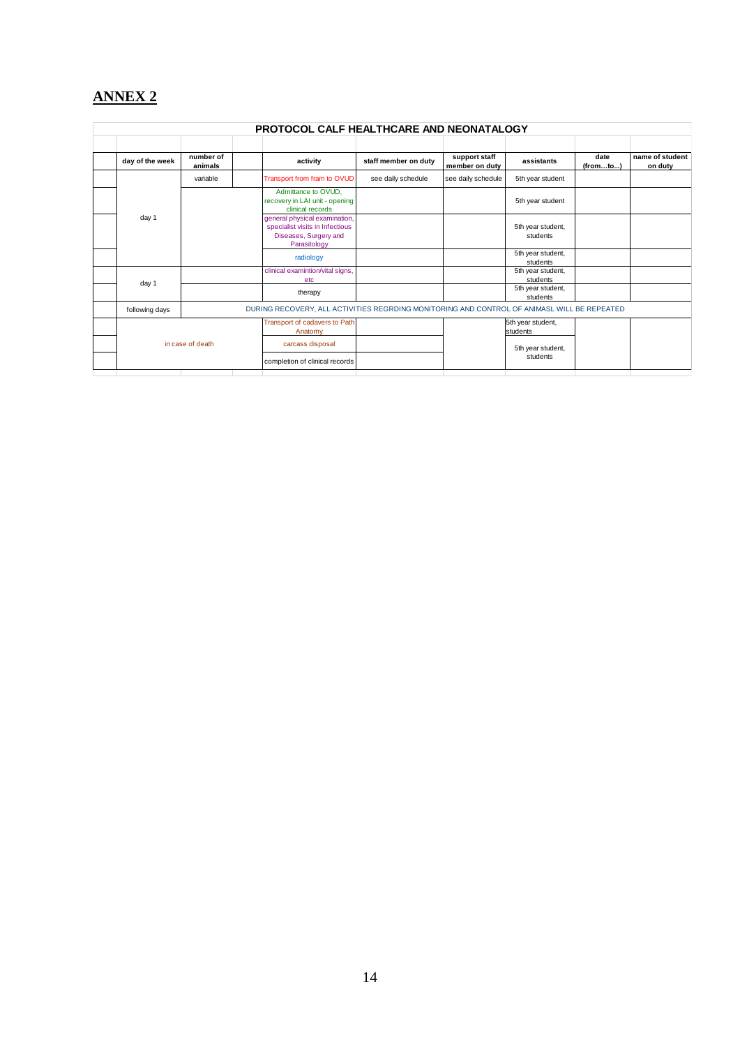# ANNEX 2

**PROTOCOL CALF HEALTHCARE AND NEONATALOGY**

| day of the week | number of animals | activity | staff member on duty | support staff member on duty | assistants | date (from…to...) | name of student on duty |
|---|---|---|---|---|---|---|---|
| day 1 | variable | Transport from fram to OVUD | see daily schedule | see daily schedule | 5th year student | | |
| | | Admittance to OVUD, recovery in LAI unit - opening clinical records | | | 5th year student | | |
| | | general physical examination, specialist visits in Infectious Diseases, Surgery and Parasitology | | | 5th year student, students | | |
| | | radiology | | | 5th year student, students | | |
| day 1 | | clinical examintion/vital signs, etc | | | 5th year student, students | | |
| | | therapy | | | 5th year student, students | | |
| following days | DURING RECOVERY, ALL ACTIVITIES REGRDING MONITORING AND CONTROL OF ANIMASL WILL BE REPEATED | | | | | | |
| in case of death | | Transport of cadavers to Path Anatomy | | | 5th year student, students | | |
| | | carcass disposal | | | 5th year student, students | | |
| | | completion of clinical records | | | | | |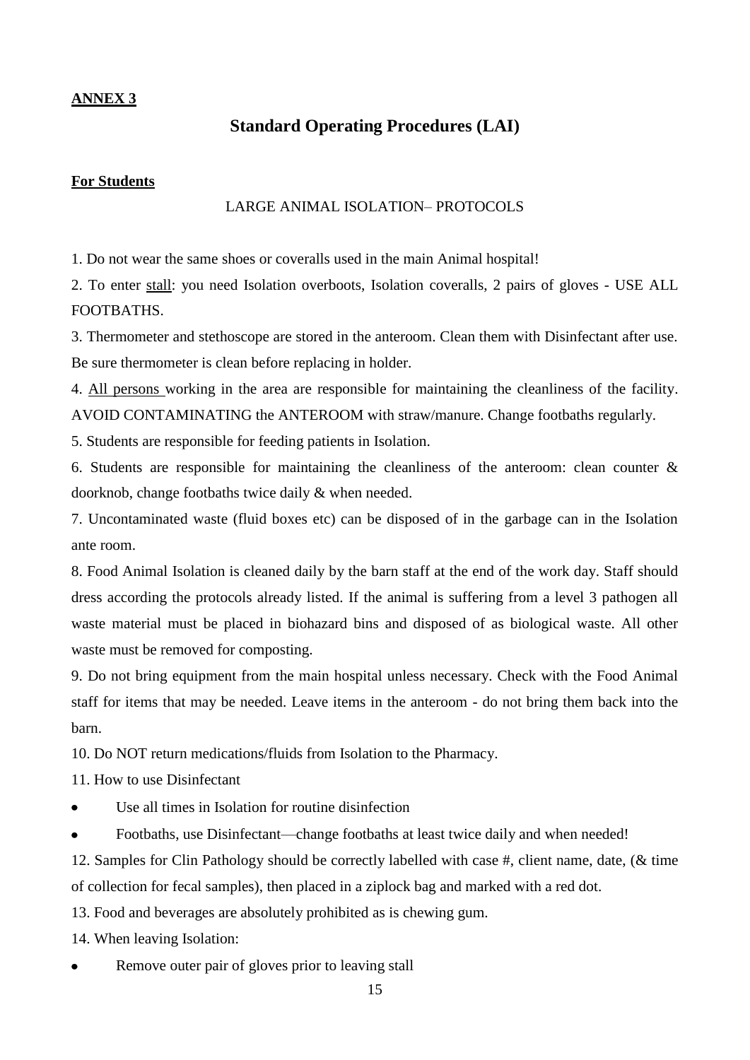**ANNEX 3**

## Standard Operating Procedures (LAI)

**For Students**

LARGE ANIMAL ISOLATION– PROTOCOLS

1. Do not wear the same shoes or coveralls used in the main Animal hospital!

2. To enter stall: you need Isolation overboots, Isolation coveralls, 2 pairs of gloves - USE ALL FOOTBATHS.

3. Thermometer and stethoscope are stored in the anteroom. Clean them with Disinfectant after use. Be sure thermometer is clean before replacing in holder.

4. All persons working in the area are responsible for maintaining the cleanliness of the facility. AVOID CONTAMINATING the ANTEROOM with straw/manure. Change footbaths regularly.

5. Students are responsible for feeding patients in Isolation.

6. Students are responsible for maintaining the cleanliness of the anteroom: clean counter & doorknob, change footbaths twice daily & when needed.

7. Uncontaminated waste (fluid boxes etc) can be disposed of in the garbage can in the Isolation ante room.

8. Food Animal Isolation is cleaned daily by the barn staff at the end of the work day. Staff should dress according the protocols already listed. If the animal is suffering from a level 3 pathogen all waste material must be placed in biohazard bins and disposed of as biological waste. All other waste must be removed for composting.

9. Do not bring equipment from the main hospital unless necessary. Check with the Food Animal staff for items that may be needed. Leave items in the anteroom - do not bring them back into the barn.

10. Do NOT return medications/fluids from Isolation to the Pharmacy.

11. How to use Disinfectant

- Use all times in Isolation for routine disinfection
- Footbaths, use Disinfectant—change footbaths at least twice daily and when needed!

12. Samples for Clin Pathology should be correctly labelled with case #, client name, date, (& time of collection for fecal samples), then placed in a ziplock bag and marked with a red dot.

13. Food and beverages are absolutely prohibited as is chewing gum.

14. When leaving Isolation:

- Remove outer pair of gloves prior to leaving stall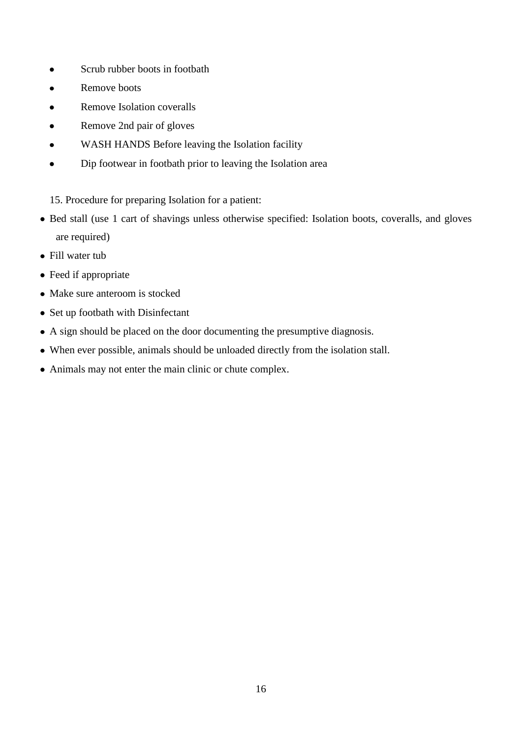- Scrub rubber boots in footbath
- Remove boots
- Remove Isolation coveralls
- Remove 2nd pair of gloves
- WASH HANDS Before leaving the Isolation facility
- Dip footwear in footbath prior to leaving the Isolation area

15. Procedure for preparing Isolation for a patient:

- Bed stall (use 1 cart of shavings unless otherwise specified: Isolation boots, coveralls, and gloves are required)
- Fill water tub
- Feed if appropriate
- Make sure anteroom is stocked
- Set up footbath with Disinfectant
- A sign should be placed on the door documenting the presumptive diagnosis.
- When ever possible, animals should be unloaded directly from the isolation stall.
- Animals may not enter the main clinic or chute complex.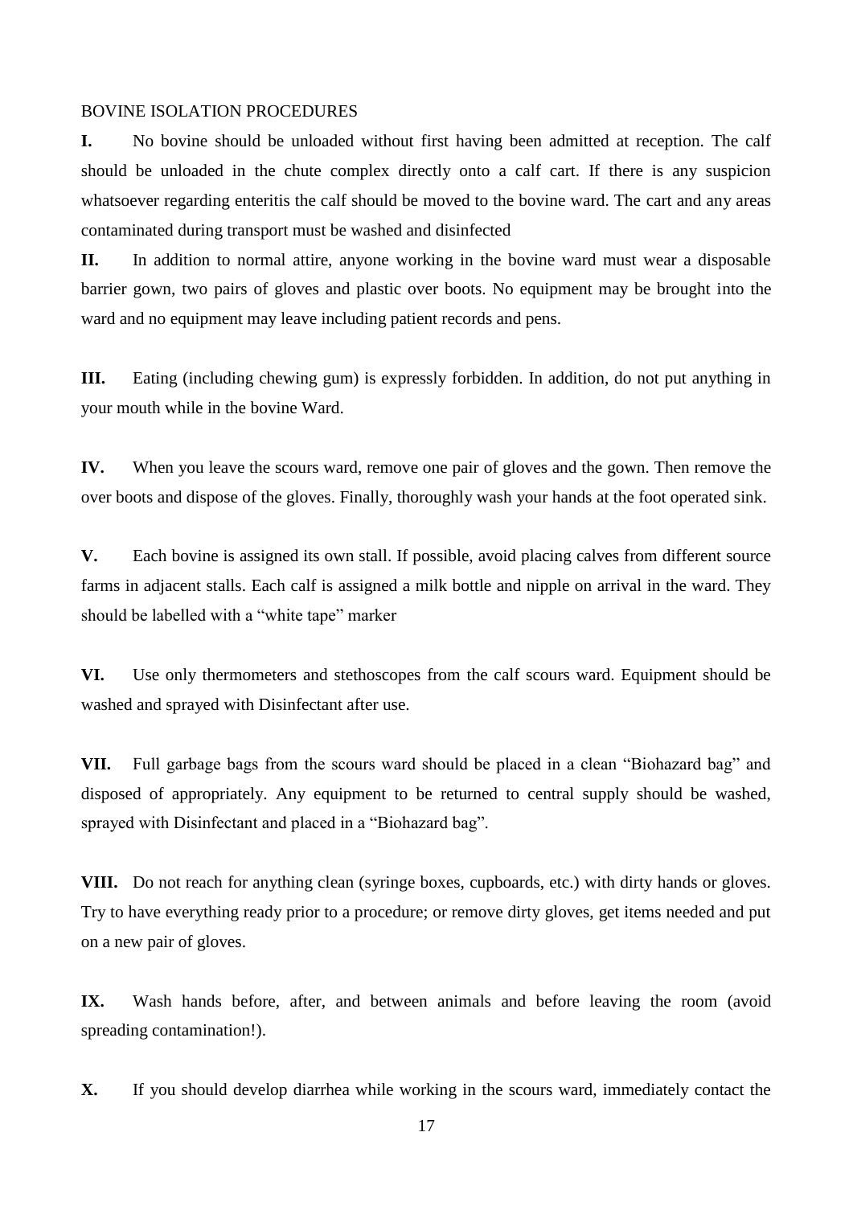BOVINE ISOLATION PROCEDURES

**I.** No bovine should be unloaded without first having been admitted at reception. The calf should be unloaded in the chute complex directly onto a calf cart. If there is any suspicion whatsoever regarding enteritis the calf should be moved to the bovine ward. The cart and any areas contaminated during transport must be washed and disinfected

**II.** In addition to normal attire, anyone working in the bovine ward must wear a disposable barrier gown, two pairs of gloves and plastic over boots. No equipment may be brought into the ward and no equipment may leave including patient records and pens.

**III.** Eating (including chewing gum) is expressly forbidden. In addition, do not put anything in your mouth while in the bovine Ward.

**IV.** When you leave the scours ward, remove one pair of gloves and the gown. Then remove the over boots and dispose of the gloves. Finally, thoroughly wash your hands at the foot operated sink.

**V.** Each bovine is assigned its own stall. If possible, avoid placing calves from different source farms in adjacent stalls. Each calf is assigned a milk bottle and nipple on arrival in the ward. They should be labelled with a "white tape" marker

**VI.** Use only thermometers and stethoscopes from the calf scours ward. Equipment should be washed and sprayed with Disinfectant after use.

**VII.** Full garbage bags from the scours ward should be placed in a clean "Biohazard bag" and disposed of appropriately. Any equipment to be returned to central supply should be washed, sprayed with Disinfectant and placed in a "Biohazard bag".

**VIII.** Do not reach for anything clean (syringe boxes, cupboards, etc.) with dirty hands or gloves. Try to have everything ready prior to a procedure; or remove dirty gloves, get items needed and put on a new pair of gloves.

**IX.** Wash hands before, after, and between animals and before leaving the room (avoid spreading contamination!).

**X.** If you should develop diarrhea while working in the scours ward, immediately contact the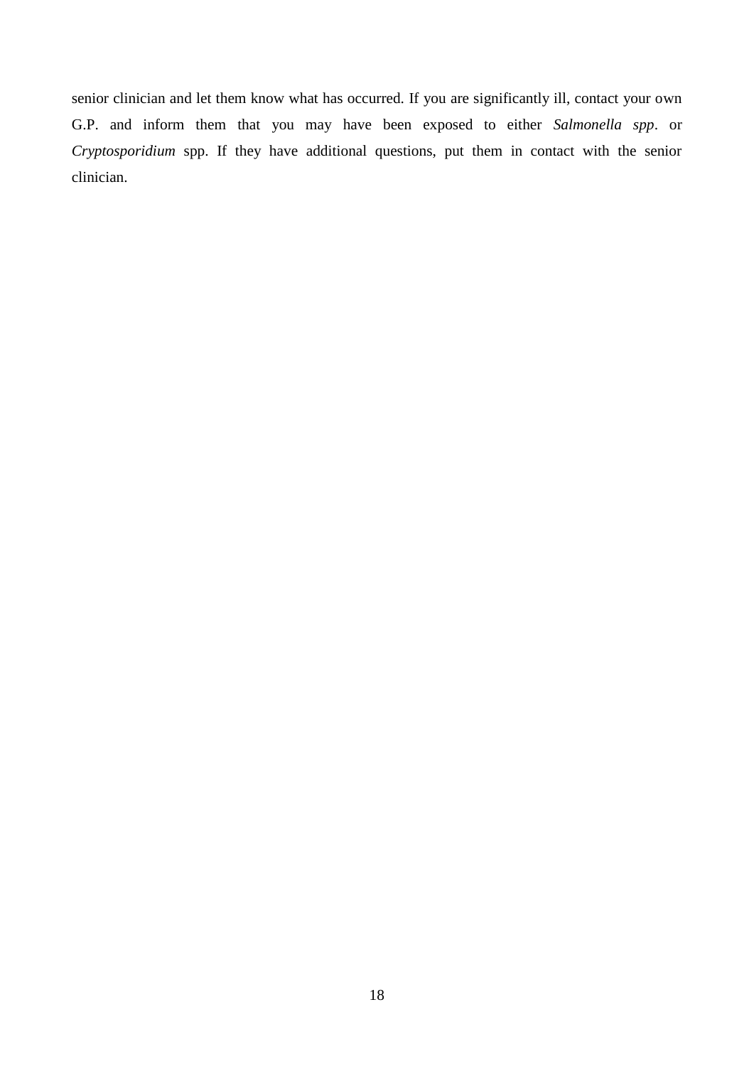senior clinician and let them know what has occurred. If you are significantly ill, contact your own G.P. and inform them that you may have been exposed to either *Salmonella spp*. or *Cryptosporidium* spp. If they have additional questions, put them in contact with the senior clinician.